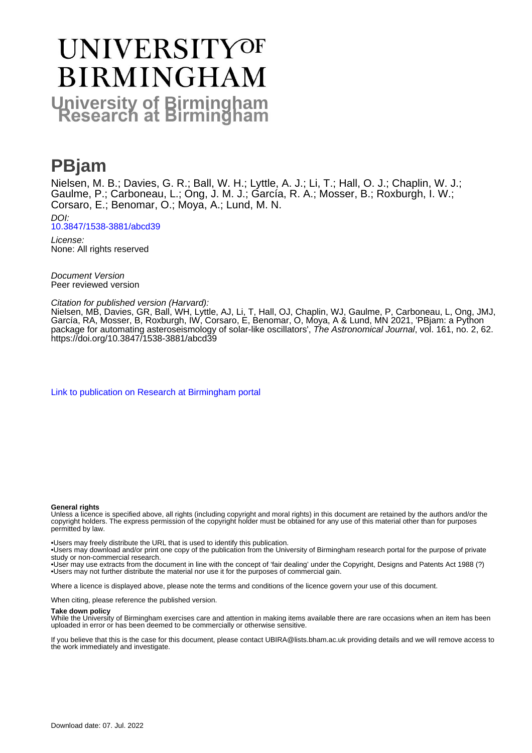# UNIVERSITY OF BIRMINGHAM

## University of Birmingham Research at Birmingham

# PBjam

Nielsen, M. B.; Davies, G. R.; Ball, W. H.; Lyttle, A. J.; Li, T.; Hall, O. J.; Chaplin, W. J.; Gaulme, P.; Carboneau, L.; Ong, J. M. J.; García, R. A.; Mosser, B.; Roxburgh, I. W.; Corsaro, E.; Benomar, O.; Moya, A.; Lund, M. N.

*DOI:*
[10.3847/1538-3881/abcd39](https://doi.org/10.3847/1538-3881/abcd39)

*License:*
None: All rights reserved

*Document Version*
Peer reviewed version

*Citation for published version (Harvard):*
Nielsen, MB, Davies, GR, Ball, WH, Lyttle, AJ, Li, T, Hall, OJ, Chaplin, WJ, Gaulme, P, Carboneau, L, Ong, JMJ, García, RA, Mosser, B, Roxburgh, IW, Corsaro, E, Benomar, O, Moya, A & Lund, MN 2021, 'PBjam: a Python package for automating asteroseismology of solar-like oscillators', *The Astronomical Journal*, vol. 161, no. 2, 62. https://doi.org/10.3847/1538-3881/abcd39

[Link to publication on Research at Birmingham portal]

**General rights**

Unless a licence is specified above, all rights (including copyright and moral rights) in this document are retained by the authors and/or the copyright holders. The express permission of the copyright holder must be obtained for any use of this material other than for purposes permitted by law.

•Users may freely distribute the URL that is used to identify this publication.
•Users may download and/or print one copy of the publication from the University of Birmingham research portal for the purpose of private study or non-commercial research.
•User may use extracts from the document in line with the concept of 'fair dealing' under the Copyright, Designs and Patents Act 1988 (?)
•Users may not further distribute the material nor use it for the purposes of commercial gain.

Where a licence is displayed above, please note the terms and conditions of the licence govern your use of this document.

When citing, please reference the published version.

**Take down policy**

While the University of Birmingham exercises care and attention in making items available there are rare occasions when an item has been uploaded in error or has been deemed to be commercially or otherwise sensitive.

If you believe that this is the case for this document, please contact UBIRA@lists.bham.ac.uk providing details and we will remove access to the work immediately and investigate.

Download date: 07. Jul. 2022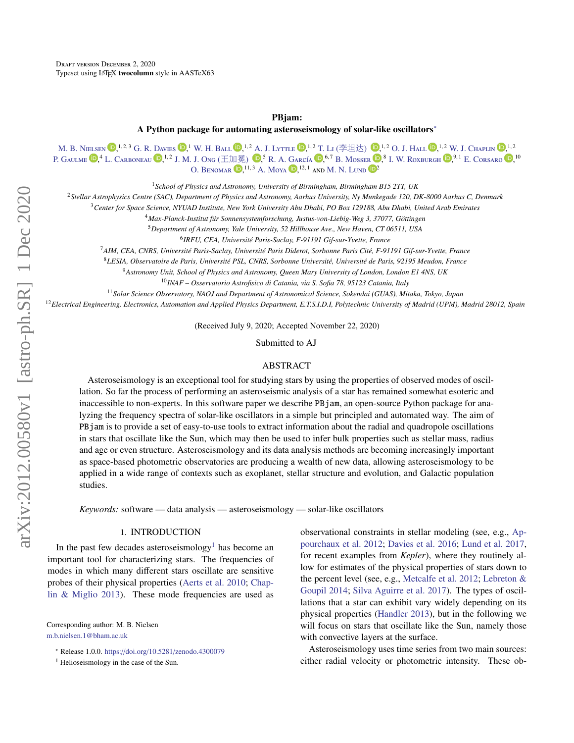Draft version December 2, 2020
Typeset using LaTeX **twocolumn** style in AASTeX63

# PBjam: A Python package for automating asteroseismology of solar-like oscillators*

M. B. Nielsen[1,2,3] G. R. Davies[1] W. H. Ball[1,2] A. J. Lyttle[1,2] T. Li (李坦达)[1,2] O. J. Hall[1,2] W. J. Chaplin[1,2] P. Gaulme[4] L. Carboneau[1,2] J. M. J. Ong (王加冕)[5] R. A. García[6,7] B. Mosser[8] I. W. Roxburgh[9,1] E. Corsaro[10] O. Benomar[11,3] A. Moya[12,1] and M. N. Lund[2]

[1]School of Physics and Astronomy, University of Birmingham, Birmingham B15 2TT, UK
[2]Stellar Astrophysics Centre (SAC), Department of Physics and Astronomy, Aarhus University, Ny Munkegade 120, DK-8000 Aarhus C, Denmark
[3]Center for Space Science, NYUAD Institute, New York University Abu Dhabi, PO Box 129188, Abu Dhabi, United Arab Emirates
[4]Max-Planck-Institut für Sonnensystemforschung, Justus-von-Liebig-Weg 3, 37077, Göttingen
[5]Department of Astronomy, Yale University, 52 Hillhouse Ave., New Haven, CT 06511, USA
[6]IRFU, CEA, Université Paris-Saclay, F-91191 Gif-sur-Yvette, France
[7]AIM, CEA, CNRS, Université Paris-Saclay, Université Paris Diderot, Sorbonne Paris Cité, F-91191 Gif-sur-Yvette, France
[8]LESIA, Observatoire de Paris, Université PSL, CNRS, Sorbonne Université, Université de Paris, 92195 Meudon, France
[9]Astronomy Unit, School of Physics and Astronomy, Queen Mary University of London, London E1 4NS, UK
[10]INAF – Osservatorio Astrofisico di Catania, via S. Sofia 78, 95123 Catania, Italy
[11]Solar Science Observatory, NAOJ and Department of Astronomical Science, Sokendai (GUAS), Mitaka, Tokyo, Japan
[12]Electrical Engineering, Electronics, Automation and Applied Physics Department, E.T.S.I.D.I, Polytechnic University of Madrid (UPM), Madrid 28012, Spain

(Received July 9, 2020; Accepted November 22, 2020)

Submitted to AJ

## ABSTRACT

Asteroseismology is an exceptional tool for studying stars by using the properties of observed modes of oscillation. So far the process of performing an asteroseismic analysis of a star has remained somewhat esoteric and inaccessible to non-experts. In this software paper we describe `PBjam`, an open-source Python package for analyzing the frequency spectra of solar-like oscillators in a simple but principled and automated way. The aim of `PBjam` is to provide a set of easy-to-use tools to extract information about the radial and quadropole oscillations in stars that oscillate like the Sun, which may then be used to infer bulk properties such as stellar mass, radius and age or even structure. Asteroseismology and its data analysis methods are becoming increasingly important as space-based photometric observatories are producing a wealth of new data, allowing asteroseismology to be applied in a wide range of contexts such as exoplanet, stellar structure and evolution, and Galactic population studies.

*Keywords:* software — data analysis — asteroseismology — solar-like oscillators

## 1. INTRODUCTION

In the past few decades asteroseismology[1] has become an important tool for characterizing stars. The frequencies of modes in which many different stars oscillate are sensitive probes of their physical properties (Aerts et al. 2010; Chaplin & Miglio 2013). These mode frequencies are used as observational constraints in stellar modeling (see, e.g., Appourchaux et al. 2012; Davies et al. 2016; Lund et al. 2017, for recent examples from *Kepler*), where they routinely allow for estimates of the physical properties of stars down to the percent level (see, e.g., Metcalfe et al. 2012; Lebreton & Goupil 2014; Silva Aguirre et al. 2017). The types of oscillations that a star can exhibit vary widely depending on its physical properties (Handler 2013), but in the following we will focus on stars that oscillate like the Sun, namely those with convective layers at the surface.

Asteroseismology uses time series from two main sources: either radial velocity or photometric intensity. These ob-

Corresponding author: M. B. Nielsen
m.b.nielsen.1@bham.ac.uk

* Release 1.0.0. https://doi.org/10.5281/zenodo.4300079

[1] Helioseismology in the case of the Sun.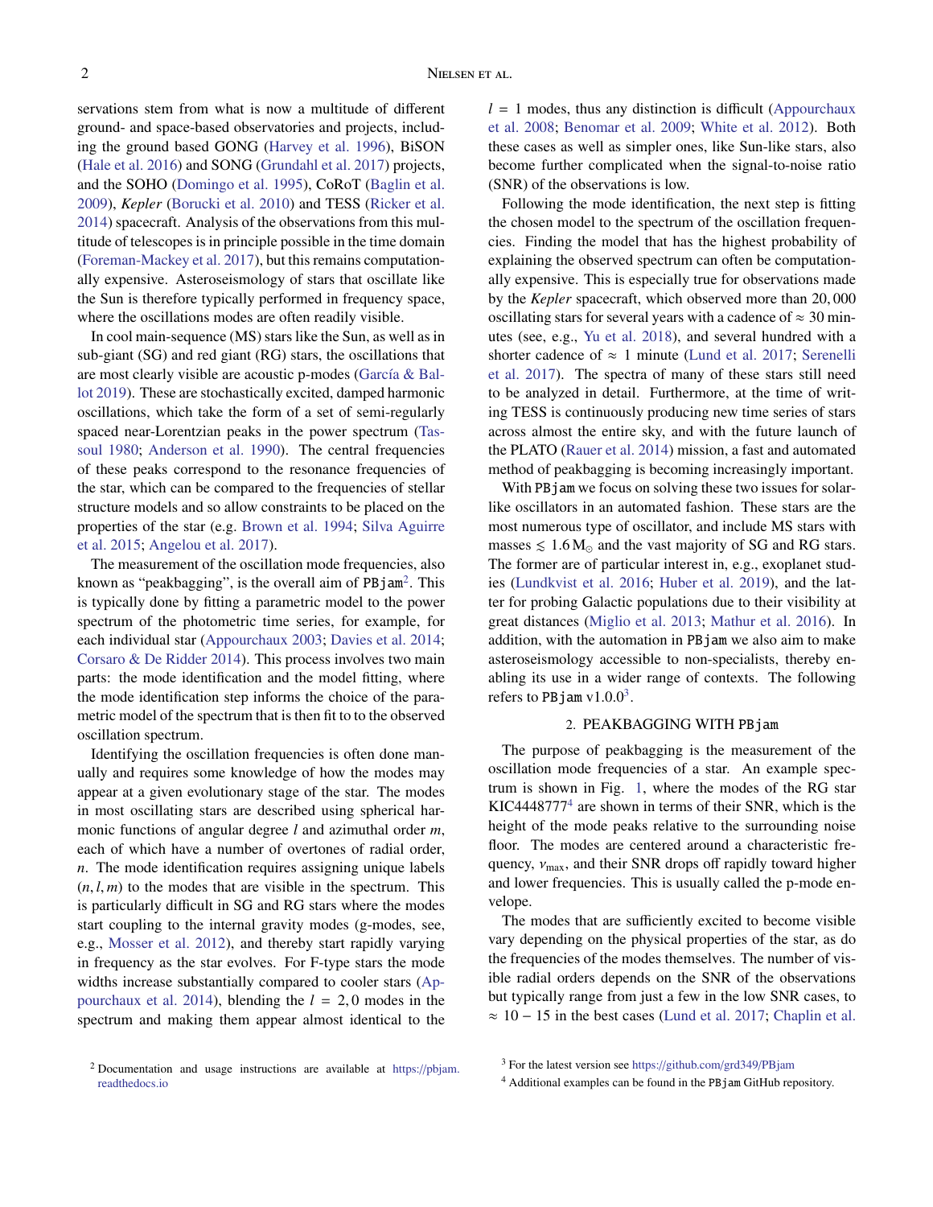servations stem from what is now a multitude of different ground- and space-based observatories and projects, including the ground based GONG (Harvey et al. 1996), BiSON (Hale et al. 2016) and SONG (Grundahl et al. 2017) projects, and the SOHO (Domingo et al. 1995), CoRoT (Baglin et al. 2009), *Kepler* (Borucki et al. 2010) and TESS (Ricker et al. 2014) spacecraft. Analysis of the observations from this multitude of telescopes is in principle possible in the time domain (Foreman-Mackey et al. 2017), but this remains computationally expensive. Asteroseismology of stars that oscillate like the Sun is therefore typically performed in frequency space, where the oscillations modes are often readily visible.

In cool main-sequence (MS) stars like the Sun, as well as in sub-giant (SG) and red giant (RG) stars, the oscillations that are most clearly visible are acoustic p-modes (García & Ballot 2019). These are stochastically excited, damped harmonic oscillations, which take the form of a set of semi-regularly spaced near-Lorentzian peaks in the power spectrum (Tassoul 1980; Anderson et al. 1990). The central frequencies of these peaks correspond to the resonance frequencies of the star, which can be compared to the frequencies of stellar structure models and so allow constraints to be placed on the properties of the star (e.g. Brown et al. 1994; Silva Aguirre et al. 2015; Angelou et al. 2017).

The measurement of the oscillation mode frequencies, also known as "peakbagging", is the overall aim of PBjam[2]. This is typically done by fitting a parametric model to the power spectrum of the photometric time series, for example, for each individual star (Appourchaux 2003; Davies et al. 2014; Corsaro & De Ridder 2014). This process involves two main parts: the mode identification and the model fitting, where the mode identification step informs the choice of the parametric model of the spectrum that is then fit to to the observed oscillation spectrum.

Identifying the oscillation frequencies is often done manually and requires some knowledge of how the modes may appear at a given evolutionary stage of the star. The modes in most oscillating stars are described using spherical harmonic functions of angular degree $l$ and azimuthal order $m$, each of which have a number of overtones of radial order, $n$. The mode identification requires assigning unique labels $(n, l, m)$ to the modes that are visible in the spectrum. This is particularly difficult in SG and RG stars where the modes start coupling to the internal gravity modes (g-modes, see, e.g., Mosser et al. 2012), and thereby start rapidly varying in frequency as the star evolves. For F-type stars the mode widths increase substantially compared to cooler stars (Appourchaux et al. 2014), blending the $l = 2, 0$ modes in the spectrum and making them appear almost identical to the $l = 1$ modes, thus any distinction is difficult (Appourchaux et al. 2008; Benomar et al. 2009; White et al. 2012). Both these cases as well as simpler ones, like Sun-like stars, also become further complicated when the signal-to-noise ratio (SNR) of the observations is low.

Following the mode identification, the next step is fitting the chosen model to the spectrum of the oscillation frequencies. Finding the model that has the highest probability of explaining the observed spectrum can often be computationally expensive. This is especially true for observations made by the *Kepler* spacecraft, which observed more than 20,000 oscillating stars for several years with a cadence of $\approx 30$ minutes (see, e.g., Yu et al. 2018), and several hundred with a shorter cadence of $\approx 1$ minute (Lund et al. 2017; Serenelli et al. 2017). The spectra of many of these stars still need to be analyzed in detail. Furthermore, at the time of writing TESS is continuously producing new time series of stars across almost the entire sky, and with the future launch of the PLATO (Rauer et al. 2014) mission, a fast and automated method of peakbagging is becoming increasingly important.

With PBjam we focus on solving these two issues for solar-like oscillators in an automated fashion. These stars are the most numerous type of oscillator, and include MS stars with masses $\lesssim 1.6\,\mathrm{M}_\odot$ and the vast majority of SG and RG stars. The former are of particular interest in, e.g., exoplanet studies (Lundkvist et al. 2016; Huber et al. 2019), and the latter for probing Galactic populations due to their visibility at great distances (Miglio et al. 2013; Mathur et al. 2016). In addition, with the automation in PBjam we also aim to make asteroseismology accessible to non-specialists, thereby enabling its use in a wider range of contexts. The following refers to PBjam v1.0.0[3].

## 2. PEAKBAGGING WITH PBjam

The purpose of peakbagging is the measurement of the oscillation mode frequencies of a star. An example spectrum is shown in Fig. 1, where the modes of the RG star KIC4448777[4] are shown in terms of their SNR, which is the height of the mode peaks relative to the surrounding noise floor. The modes are centered around a characteristic frequency, $\nu_{\max}$, and their SNR drops off rapidly toward higher and lower frequencies. This is usually called the p-mode envelope.

The modes that are sufficiently excited to become visible vary depending on the physical properties of the star, as do the frequencies of the modes themselves. The number of visible radial orders depends on the SNR of the observations but typically range from just a few in the low SNR cases, to $\approx 10-15$ in the best cases (Lund et al. 2017; Chaplin et al.

[2] Documentation and usage instructions are available at https://pbjam.readthedocs.io

[3] For the latest version see https://github.com/grd349/PBjam

[4] Additional examples can be found in the PBjam GitHub repository.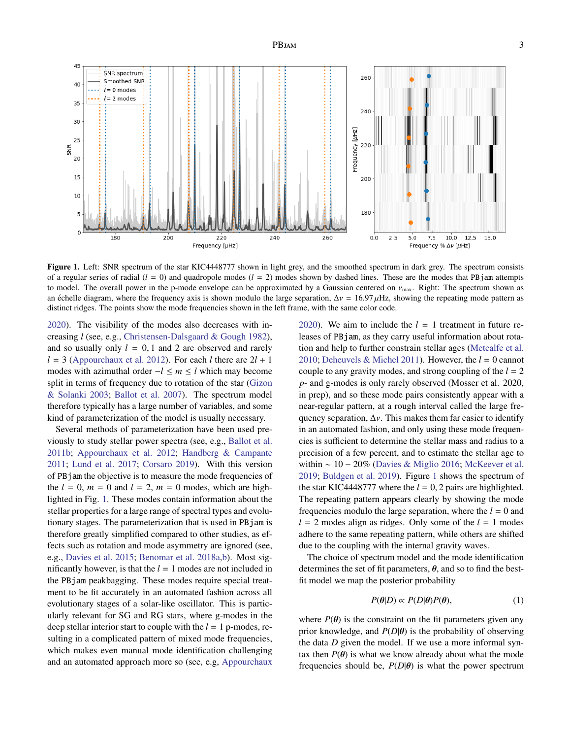**Figure 1.** Left: SNR spectrum of the star KIC4448777 shown in light grey, and the smoothed spectrum in dark grey. The spectrum consists of a regular series of radial ($l = 0$) and quadropole modes ($l = 2$) modes shown by dashed lines. These are the modes that PBjam attempts to model. The overall power in the p-mode envelope can be approximated by a Gaussian centered on $\nu_{\max}$. Right: The spectrum shown as an échelle diagram, where the frequency axis is shown modulo the large separation, $\Delta\nu = 16.97\,\mu$Hz, showing the repeating mode pattern as distinct ridges. The points show the mode frequencies shown in the left frame, with the same color code.

2020). The visibility of the modes also decreases with increasing $l$ (see, e.g., Christensen-Dalsgaard & Gough 1982), and so usually only $l = 0, 1$ and 2 are observed and rarely $l = 3$ (Appourchaux et al. 2012). For each $l$ there are $2l + 1$ modes with azimuthal order $-l \leq m \leq l$ which may become split in terms of frequency due to rotation of the star (Gizon & Solanki 2003; Ballot et al. 2007). The spectrum model therefore typically has a large number of variables, and some kind of parameterization of the model is usually necessary.

Several methods of parameterization have been used previously to study stellar power spectra (see, e.g., Ballot et al. 2011b; Appourchaux et al. 2012; Handberg & Campante 2011; Lund et al. 2017; Corsaro 2019). With this version of PBjam the objective is to measure the mode frequencies of the $l = 0$, $m = 0$ and $l = 2$, $m = 0$ modes, which are highlighted in Fig. 1. These modes contain information about the stellar properties for a large range of spectral types and evolutionary stages. The parameterization that is used in PBjam is therefore greatly simplified compared to other studies, as effects such as rotation and mode asymmetry are ignored (see, e.g., Davies et al. 2015; Benomar et al. 2018a,b). Most significantly however, is that the $l = 1$ modes are not included in the PBjam peakbagging. These modes require special treatment to be fit accurately in an automated fashion across all evolutionary stages of a solar-like oscillator. This is particularly relevant for SG and RG stars, where g-modes in the deep stellar interior start to couple with the $l = 1$ p-modes, resulting in a complicated pattern of mixed mode frequencies, which makes even manual mode identification challenging and an automated approach more so (see, e.g, Appourchaux 2020). We aim to include the $l = 1$ treatment in future releases of PBjam, as they carry useful information about rotation and help to further constrain stellar ages (Metcalfe et al. 2010; Deheuvels & Michel 2011). However, the $l = 0$ cannot couple to any gravity modes, and strong coupling of the $l = 2$ $p$- and g-modes is only rarely observed (Mosser et al. 2020, in prep), and so these mode pairs consistently appear with a near-regular pattern, at a rough interval called the large frequency separation, $\Delta\nu$. This makes them far easier to identify in an automated fashion, and only using these mode frequencies is sufficient to determine the stellar mass and radius to a precision of a few percent, and to estimate the stellar age to within $\sim 10-20\%$ (Davies & Miglio 2016; McKeever et al. 2019; Buldgen et al. 2019). Figure 1 shows the spectrum of the star KIC4448777 where the $l = 0, 2$ pairs are highlighted. The repeating pattern appears clearly by showing the mode frequencies modulo the large separation, where the $l = 0$ and $l = 2$ modes align as ridges. Only some of the $l = 1$ modes adhere to the same repeating pattern, while others are shifted due to the coupling with the internal gravity waves.

The choice of spectrum model and the mode identification determines the set of fit parameters, $\boldsymbol{\theta}$, and so to find the best-fit model we map the posterior probability

$$P(\boldsymbol{\theta}|D) \propto P(D|\boldsymbol{\theta})P(\boldsymbol{\theta}), \tag{1}$$

where $P(\boldsymbol{\theta})$ is the constraint on the fit parameters given any prior knowledge, and $P(D|\boldsymbol{\theta})$ is the probability of observing the data $D$ given the model. If we use a more informal syntax then $P(\boldsymbol{\theta})$ is what we know already about what the mode frequencies should be, $P(D|\boldsymbol{\theta})$ is what the power spectrum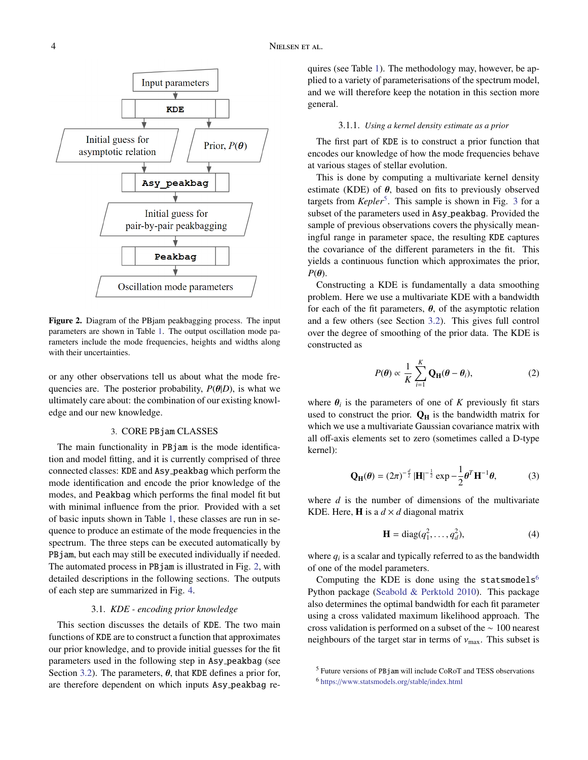Figure 2. Diagram of the PBjam peakbagging process. The input parameters are shown in Table 1. The output oscillation mode parameters include the mode frequencies, heights and widths along with their uncertainties.

or any other observations tell us about what the mode frequencies are. The posterior probability, $P(\boldsymbol{\theta}|D)$, is what we ultimately care about: the combination of our existing knowledge and our new knowledge.

## 3. CORE PBjam CLASSES

The main functionality in PBjam is the mode identification and model fitting, and it is currently comprised of three connected classes: KDE and Asy_peakbag which perform the mode identification and encode the prior knowledge of the modes, and Peakbag which performs the final model fit but with minimal influence from the prior. Provided with a set of basic inputs shown in Table 1, these classes are run in sequence to produce an estimate of the mode frequencies in the spectrum. The three steps can be executed automatically by PBjam, but each may still be executed individually if needed. The automated process in PBjam is illustrated in Fig. 2, with detailed descriptions in the following sections. The outputs of each step are summarized in Fig. 4.

### 3.1. *KDE - encoding prior knowledge*

This section discusses the details of KDE. The two main functions of KDE are to construct a function that approximates our prior knowledge, and to provide initial guesses for the fit parameters used in the following step in Asy_peakbag (see Section 3.2). The parameters, $\boldsymbol{\theta}$, that KDE defines a prior for, are therefore dependent on which inputs Asy_peakbag requires (see Table 1). The methodology may, however, be applied to a variety of parameterisations of the spectrum model, and we will therefore keep the notation in this section more general.

#### 3.1.1. *Using a kernel density estimate as a prior*

The first part of KDE is to construct a prior function that encodes our knowledge of how the mode frequencies behave at various stages of stellar evolution.

This is done by computing a multivariate kernel density estimate (KDE) of $\boldsymbol{\theta}$, based on fits to previously observed targets from *Kepler*[5]. This sample is shown in Fig. 3 for a subset of the parameters used in Asy_peakbag. Provided the sample of previous observations covers the physically meaningful range in parameter space, the resulting KDE captures the covariance of the different parameters in the fit. This yields a continuous function which approximates the prior, $P(\boldsymbol{\theta})$.

Constructing a KDE is fundamentally a data smoothing problem. Here we use a multivariate KDE with a bandwidth for each of the fit parameters, $\boldsymbol{\theta}$, of the asymptotic relation and a few others (see Section 3.2). This gives full control over the degree of smoothing of the prior data. The KDE is constructed as

$$P(\boldsymbol{\theta}) \propto \frac{1}{K}\sum_{i=1}^{K} \mathbf{Q_H}(\boldsymbol{\theta} - \boldsymbol{\theta}_i), \tag{2}$$

where $\boldsymbol{\theta}_i$ is the parameters of one of $K$ previously fit stars used to construct the prior. $\mathbf{Q_H}$ is the bandwidth matrix for which we use a multivariate Gaussian covariance matrix with all off-axis elements set to zero (sometimes called a D-type kernel):

$$\mathbf{Q_H}(\boldsymbol{\theta}) = (2\pi)^{-\frac{d}{2}}\,|\mathbf{H}|^{-\frac{1}{2}}\exp -\frac{1}{2}\boldsymbol{\theta}^T\mathbf{H}^{-1}\boldsymbol{\theta}, \tag{3}$$

where $d$ is the number of dimensions of the multivariate KDE. Here, $\mathbf{H}$ is a $d \times d$ diagonal matrix

$$\mathbf{H} = \mathrm{diag}(q_1^2, \ldots, q_d^2), \tag{4}$$

where $q_i$ is a scalar and typically referred to as the bandwidth of one of the model parameters.

Computing the KDE is done using the statsmodels[6] Python package (Seabold & Perktold 2010). This package also determines the optimal bandwidth for each fit parameter using a cross validated maximum likelihood approach. The cross validation is performed on a subset of the $\sim 100$ nearest neighbours of the target star in terms of $\nu_{\mathrm{max}}$. This subset is

[5] Future versions of PBjam will include CoRoT and TESS observations

[6] https://www.statsmodels.org/stable/index.html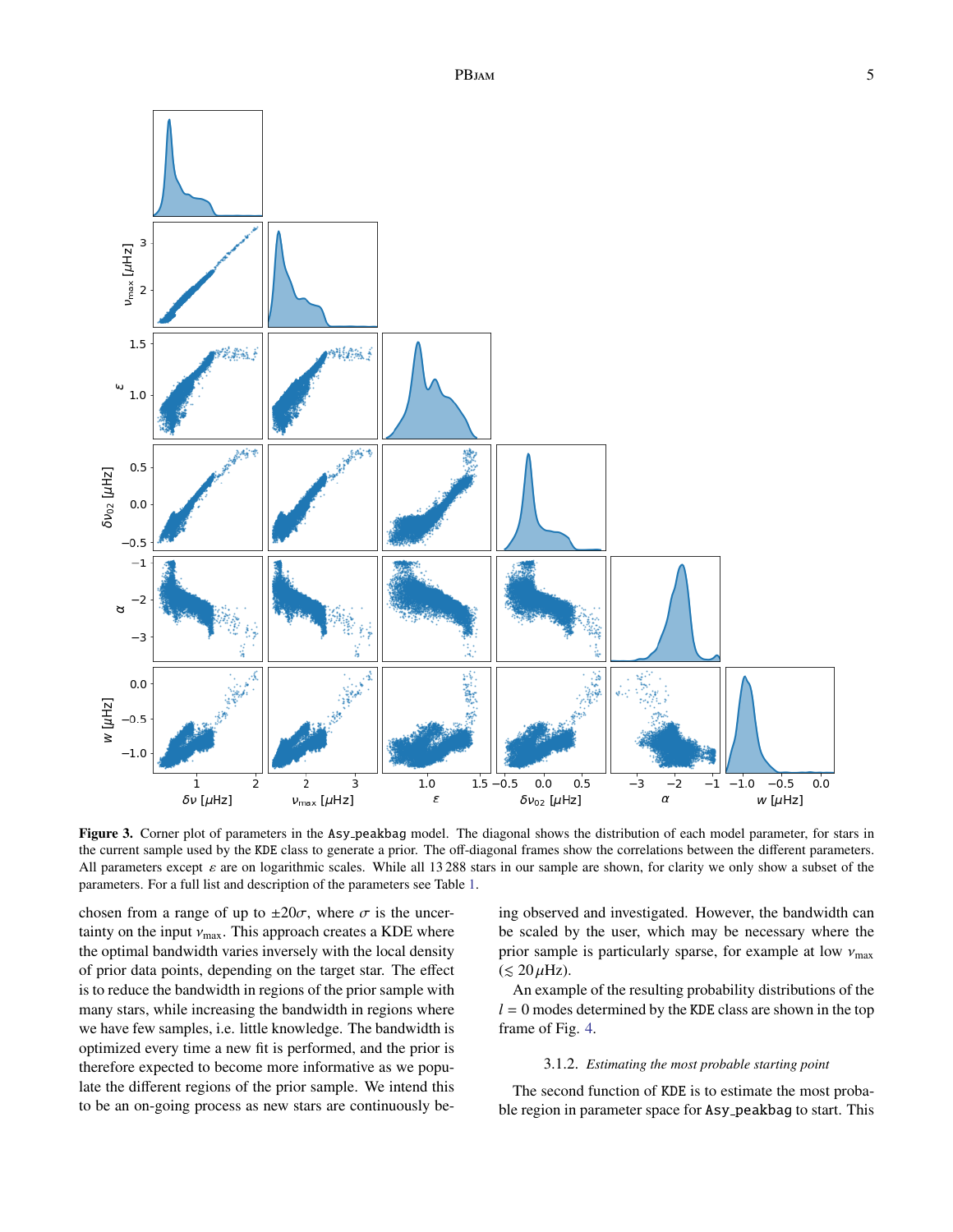**Figure 3.** Corner plot of parameters in the Asy_peakbag model. The diagonal shows the distribution of each model parameter, for stars in the current sample used by the KDE class to generate a prior. The off-diagonal frames show the correlations between the different parameters. All parameters except $\varepsilon$ are on logarithmic scales. While all 13 288 stars in our sample are shown, for clarity we only show a subset of the parameters. For a full list and description of the parameters see Table 1.

chosen from a range of up to $\pm 20\sigma$, where $\sigma$ is the uncertainty on the input $\nu_{\max}$. This approach creates a KDE where the optimal bandwidth varies inversely with the local density of prior data points, depending on the target star. The effect is to reduce the bandwidth in regions of the prior sample with many stars, while increasing the bandwidth in regions where we have few samples, i.e. little knowledge. The bandwidth is optimized every time a new fit is performed, and the prior is therefore expected to become more informative as we populate the different regions of the prior sample. We intend this to be an on-going process as new stars are continuously being observed and investigated. However, the bandwidth can be scaled by the user, which may be necessary where the prior sample is particularly sparse, for example at low $\nu_{\max}$ ($\lesssim 20\,\mu$Hz).

An example of the resulting probability distributions of the $l = 0$ modes determined by the KDE class are shown in the top frame of Fig. 4.

#### 3.1.2. *Estimating the most probable starting point*

The second function of KDE is to estimate the most probable region in parameter space for Asy_peakbag to start. This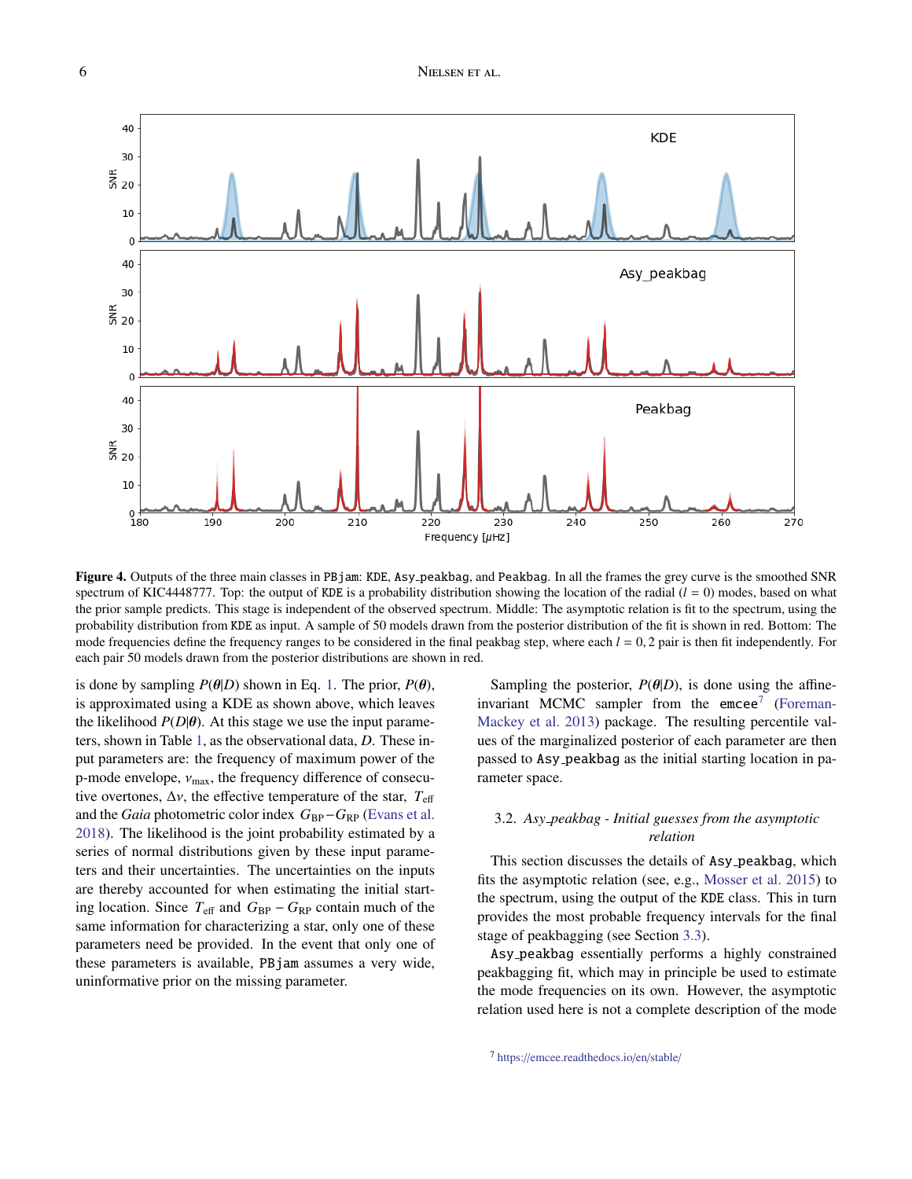**Figure 4.** Outputs of the three main classes in `PBjam`: `KDE`, `Asy_peakbag`, and `Peakbag`. In all the frames the grey curve is the smoothed SNR spectrum of KIC4448777. Top: the output of `KDE` is a probability distribution showing the location of the radial ($l = 0$) modes, based on what the prior sample predicts. This stage is independent of the observed spectrum. Middle: The asymptotic relation is fit to the spectrum, using the probability distribution from `KDE` as input. A sample of 50 models drawn from the posterior distribution of the fit is shown in red. Bottom: The mode frequencies define the frequency ranges to be considered in the final peakbag step, where each $l = 0, 2$ pair is then fit independently. For each pair 50 models drawn from the posterior distributions are shown in red.

is done by sampling $P(\boldsymbol{\theta}|D)$ shown in Eq. 1. The prior, $P(\boldsymbol{\theta})$, is approximated using a KDE as shown above, which leaves the likelihood $P(D|\boldsymbol{\theta})$. At this stage we use the input parameters, shown in Table 1, as the observational data, $D$. These input parameters are: the frequency of maximum power of the p-mode envelope, $\nu_{\mathrm{max}}$, the frequency difference of consecutive overtones, $\Delta\nu$, the effective temperature of the star, $T_{\mathrm{eff}}$ and the *Gaia* photometric color index $G_{\mathrm{BP}} - G_{\mathrm{RP}}$ (Evans et al. 2018). The likelihood is the joint probability estimated by a series of normal distributions given by these input parameters and their uncertainties. The uncertainties on the inputs are thereby accounted for when estimating the initial starting location. Since $T_{\mathrm{eff}}$ and $G_{\mathrm{BP}} - G_{\mathrm{RP}}$ contain much of the same information for characterizing a star, only one of these parameters need be provided. In the event that only one of these parameters is available, `PBjam` assumes a very wide, uninformative prior on the missing parameter.

Sampling the posterior, $P(\boldsymbol{\theta}|D)$, is done using the affine-invariant MCMC sampler from the `emcee`[7] (Foreman-Mackey et al. 2013) package. The resulting percentile values of the marginalized posterior of each parameter are then passed to `Asy_peakbag` as the initial starting location in parameter space.

### 3.2. *Asy_peakbag - Initial guesses from the asymptotic relation*

This section discusses the details of `Asy_peakbag`, which fits the asymptotic relation (see, e.g., Mosser et al. 2015) to the spectrum, using the output of the `KDE` class. This in turn provides the most probable frequency intervals for the final stage of peakbagging (see Section 3.3).

`Asy_peakbag` essentially performs a highly constrained peakbagging fit, which may in principle be used to estimate the mode frequencies on its own. However, the asymptotic relation used here is not a complete description of the mode

[7] https://emcee.readthedocs.io/en/stable/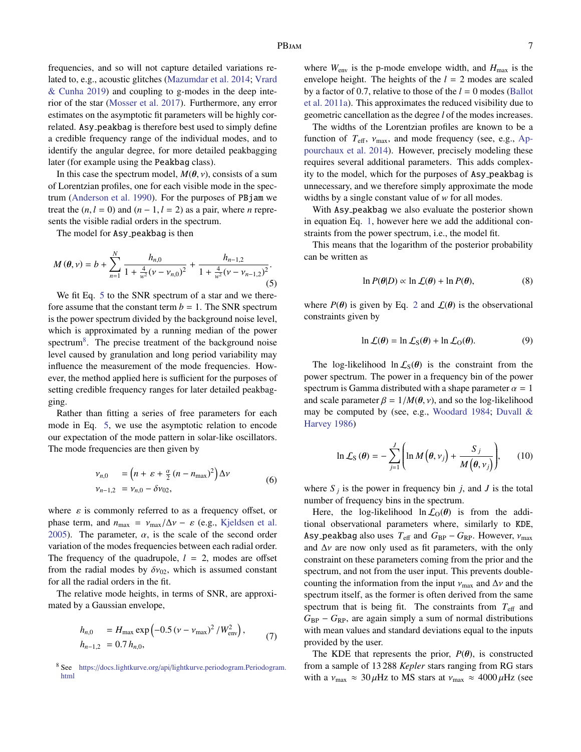frequencies, and so will not capture detailed variations related to, e.g., acoustic glitches (Mazumdar et al. 2014; Vrard & Cunha 2019) and coupling to g-modes in the deep interior of the star (Mosser et al. 2017). Furthermore, any error estimates on the asymptotic fit parameters will be highly correlated. Asy_peakbag is therefore best used to simply define a credible frequency range of the individual modes, and to identify the angular degree, for more detailed peakbagging later (for example using the Peakbag class).

In this case the spectrum model, $M(\boldsymbol{\theta}, \nu)$, consists of a sum of Lorentzian profiles, one for each visible mode in the spectrum (Anderson et al. 1990). For the purposes of PBjam we treat the $(n, l = 0)$ and $(n-1, l = 2)$ as a pair, where $n$ represents the visible radial orders in the spectrum.

The model for Asy_peakbag is then

$$M(\boldsymbol{\theta}, \nu) = b + \sum_{n=1}^{N} \frac{h_{n,0}}{1 + \frac{4}{w^2}(\nu - \nu_{n,0})^2} + \frac{h_{n-1,2}}{1 + \frac{4}{w^2}(\nu - \nu_{n-1,2})^2}. \tag{5}$$

We fit Eq. 5 to the SNR spectrum of a star and we therefore assume that the constant term $b = 1$. The SNR spectrum is the power spectrum divided by the background noise level, which is approximated by a running median of the power spectrum[8]. The precise treatment of the background noise level caused by granulation and long period variability may influence the measurement of the mode frequencies. However, the method applied here is sufficient for the purposes of setting credible frequency ranges for later detailed peakbagging.

Rather than fitting a series of free parameters for each mode in Eq. 5, we use the asymptotic relation to encode our expectation of the mode pattern in solar-like oscillators. The mode frequencies are then given by

$$\begin{aligned} \nu_{n,0} &= \left(n + \varepsilon + \tfrac{\alpha}{2}\left(n - n_{\max}\right)^2\right)\Delta\nu \\ \nu_{n-1,2} &= \nu_{n,0} - \delta\nu_{02}, \end{aligned} \tag{6}$$

where $\varepsilon$ is commonly referred to as a frequency offset, or phase term, and $n_{\max} = \nu_{\max}/\Delta\nu - \varepsilon$ (e.g., Kjeldsen et al. 2005). The parameter, $\alpha$, is the scale of the second order variation of the modes frequencies between each radial order. The frequency of the quadrupole, $l = 2$, modes are offset from the radial modes by $\delta\nu_{02}$, which is assumed constant for all the radial orders in the fit.

The relative mode heights, in terms of SNR, are approximated by a Gaussian envelope,

$$\begin{aligned} h_{n,0} &= H_{\max} \exp\left(-0.5\left(\nu - \nu_{\max}\right)^2 / W_{\text{env}}^2\right), \\ h_{n-1,2} &= 0.7\, h_{n,0}, \end{aligned} \tag{7}$$

where $W_{\text{env}}$ is the p-mode envelope width, and $H_{\max}$ is the envelope height. The heights of the $l = 2$ modes are scaled by a factor of 0.7, relative to those of the $l = 0$ modes (Ballot et al. 2011a). This approximates the reduced visibility due to geometric cancellation as the degree $l$ of the modes increases.

The widths of the Lorentzian profiles are known to be a function of $T_{\text{eff}}$, $\nu_{\max}$, and mode frequency (see, e.g., Appourchaux et al. 2014). However, precisely modeling these requires several additional parameters. This adds complexity to the model, which for the purposes of Asy_peakbag is unnecessary, and we therefore simply approximate the mode widths by a single constant value of $w$ for all modes.

With Asy_peakbag we also evaluate the posterior shown in equation Eq. 1, however here we add the additional constraints from the power spectrum, i.e., the model fit.

This means that the logarithm of the posterior probability can be written as

$$\ln P(\boldsymbol{\theta}|D) \propto \ln \mathcal{L}(\boldsymbol{\theta}) + \ln P(\boldsymbol{\theta}), \tag{8}$$

where $P(\boldsymbol{\theta})$ is given by Eq. 2 and $\mathcal{L}(\boldsymbol{\theta})$ is the observational constraints given by

$$\ln \mathcal{L}(\boldsymbol{\theta}) = \ln \mathcal{L}_{\text{S}}(\boldsymbol{\theta}) + \ln \mathcal{L}_{\text{O}}(\boldsymbol{\theta}). \tag{9}$$

The log-likelihood $\ln \mathcal{L}_{\text{S}}(\boldsymbol{\theta})$ is the constraint from the power spectrum. The power in a frequency bin of the power spectrum is Gamma distributed with a shape parameter $\alpha = 1$ and scale parameter $\beta = 1/M(\boldsymbol{\theta}, \nu)$, and so the log-likelihood may be computed by (see, e.g., Woodard 1984; Duvall & Harvey 1986)

$$\ln \mathcal{L}_{\text{S}}(\boldsymbol{\theta}) = -\sum_{j=1}^{J}\left(\ln M\left(\boldsymbol{\theta}, \nu_j\right) + \frac{S_j}{M\left(\boldsymbol{\theta}, \nu_j\right)}\right), \tag{10}$$

where $S_j$ is the power in frequency bin $j$, and $J$ is the total number of frequency bins in the spectrum.

Here, the log-likelihood $\ln \mathcal{L}_{\text{O}}(\boldsymbol{\theta})$ is from the additional observational parameters where, similarly to KDE, Asy_peakbag also uses $T_{\text{eff}}$ and $G_{\text{BP}} - G_{\text{RP}}$. However, $\nu_{\max}$ and $\Delta\nu$ are now only used as fit parameters, with the only constraint on these parameters coming from the prior and the spectrum, and not from the user input. This prevents double-counting the information from the input $\nu_{\max}$ and $\Delta\nu$ and the spectrum itself, as the former is often derived from the same spectrum that is being fit. The constraints from $T_{\text{eff}}$ and $G_{\text{BP}} - G_{\text{RP}}$, are again simply a sum of normal distributions with mean values and standard deviations equal to the inputs provided by the user.

The KDE that represents the prior, $P(\boldsymbol{\theta})$, is constructed from a sample of 13 288 *Kepler* stars ranging from RG stars with a $\nu_{\max} \approx 30\,\mu$Hz to MS stars at $\nu_{\max} \approx 4000\,\mu$Hz (see

[8] See https://docs.lightkurve.org/api/lightkurve.periodogram.Periodogram.html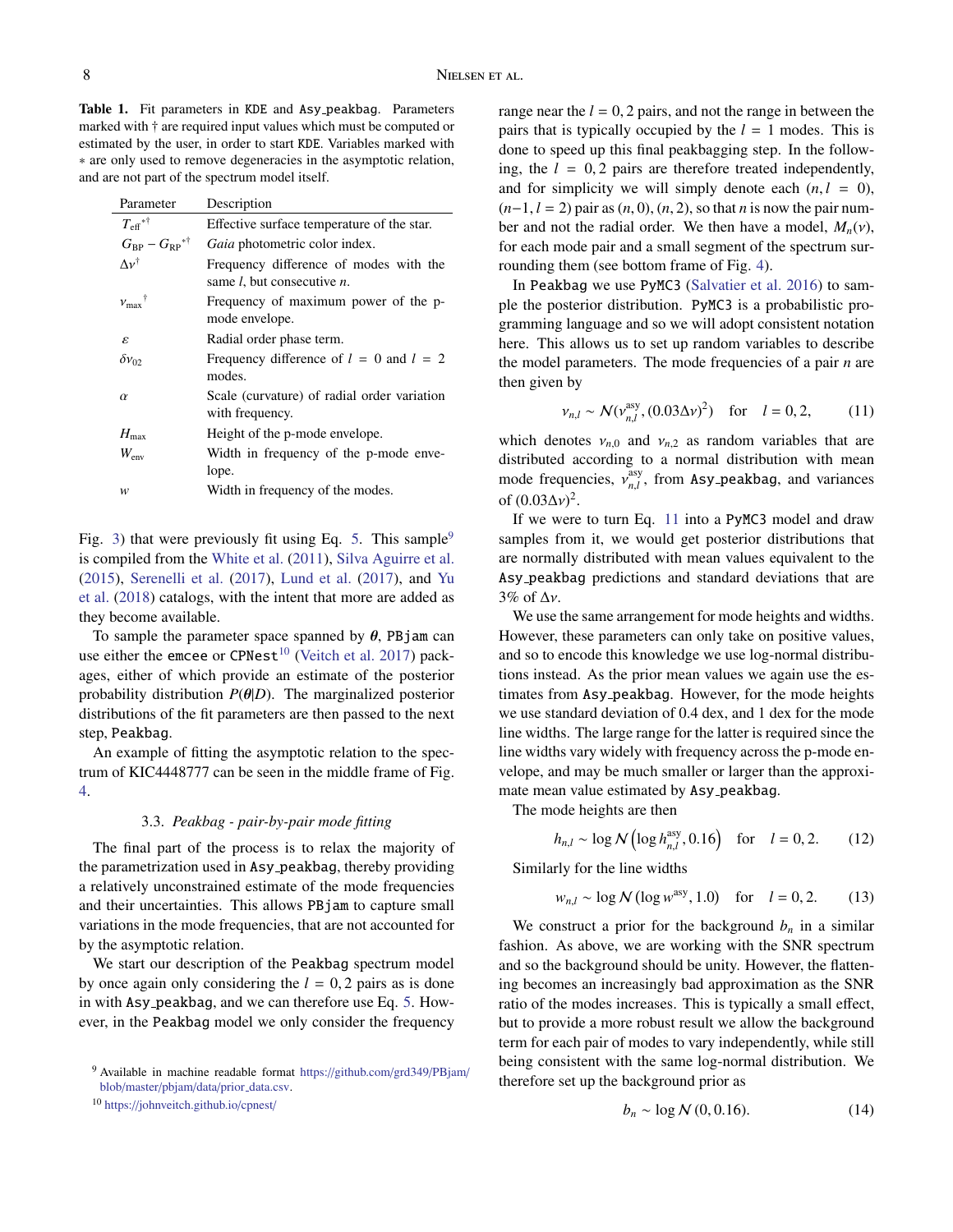**Table 1.** Fit parameters in KDE and Asy_peakbag. Parameters marked with † are required input values which must be computed or estimated by the user, in order to start KDE. Variables marked with ∗ are only used to remove degeneracies in the asymptotic relation, and are not part of the spectrum model itself.

| Parameter | Description |
|---|---|
| $T_{\rm eff}{}^{*\dagger}$ | Effective surface temperature of the star. |
| $G_{\rm BP} - G_{\rm RP}{}^{*\dagger}$ | *Gaia* photometric color index. |
| $\Delta\nu^{\dagger}$ | Frequency difference of modes with the same $l$, but consecutive $n$. |
| $\nu_{\rm max}{}^{\dagger}$ | Frequency of maximum power of the p-mode envelope. |
| $\varepsilon$ | Radial order phase term. |
| $\delta\nu_{02}$ | Frequency difference of $l = 0$ and $l = 2$ modes. |
| $\alpha$ | Scale (curvature) of radial order variation with frequency. |
| $H_{\rm max}$ | Height of the p-mode envelope. |
| $W_{\rm env}$ | Width in frequency of the p-mode envelope. |
| $w$ | Width in frequency of the modes. |

Fig. 3) that were previously fit using Eq. 5. This sample[9] is compiled from the White et al. (2011), Silva Aguirre et al. (2015), Serenelli et al. (2017), Lund et al. (2017), and Yu et al. (2018) catalogs, with the intent that more are added as they become available.

To sample the parameter space spanned by $\boldsymbol{\theta}$, PBjam can use either the emcee or CPNest[10] (Veitch et al. 2017) packages, either of which provide an estimate of the posterior probability distribution $P(\boldsymbol{\theta}|D)$. The marginalized posterior distributions of the fit parameters are then passed to the next step, Peakbag.

An example of fitting the asymptotic relation to the spectrum of KIC4448777 can be seen in the middle frame of Fig. 4.

### 3.3. *Peakbag - pair-by-pair mode fitting*

The final part of the process is to relax the majority of the parametrization used in Asy_peakbag, thereby providing a relatively unconstrained estimate of the mode frequencies and their uncertainties. This allows PBjam to capture small variations in the mode frequencies, that are not accounted for by the asymptotic relation.

We start our description of the Peakbag spectrum model by once again only considering the $l = 0, 2$ pairs as is done in with Asy_peakbag, and we can therefore use Eq. 5. However, in the Peakbag model we only consider the frequency range near the $l = 0, 2$ pairs, and not the range in between the pairs that is typically occupied by the $l = 1$ modes. This is done to speed up this final peakbagging step. In the following, the $l = 0, 2$ pairs are therefore treated independently, and for simplicity we will simply denote each $(n, l = 0)$, $(n-1, l = 2)$ pair as $(n, 0)$, $(n, 2)$, so that $n$ is now the pair number and not the radial order. We then have a model, $M_n(\nu)$, for each mode pair and a small segment of the spectrum surrounding them (see bottom frame of Fig. 4).

In Peakbag we use PyMC3 (Salvatier et al. 2016) to sample the posterior distribution. PyMC3 is a probabilistic programming language and so we will adopt consistent notation here. This allows us to set up random variables to describe the model parameters. The mode frequencies of a pair $n$ are then given by

$$\nu_{n,l} \sim \mathcal{N}(\nu^{\rm asy}_{n,l}, (0.03\Delta\nu)^2) \quad \text{for} \quad l = 0, 2, \tag{11}$$

which denotes $\nu_{n,0}$ and $\nu_{n,2}$ as random variables that are distributed according to a normal distribution with mean mode frequencies, $\nu^{\rm asy}_{n,l}$, from Asy_peakbag, and variances of $(0.03\Delta\nu)^2$.

If we were to turn Eq. 11 into a PyMC3 model and draw samples from it, we would get posterior distributions that are normally distributed with mean values equivalent to the Asy_peakbag predictions and standard deviations that are 3% of $\Delta\nu$.

We use the same arrangement for mode heights and widths. However, these parameters can only take on positive values, and so to encode this knowledge we use log-normal distributions instead. As the prior mean values we again use the estimates from Asy_peakbag. However, for the mode heights we use standard deviation of 0.4 dex, and 1 dex for the mode line widths. The large range for the latter is required since the line widths vary widely with frequency across the p-mode envelope, and may be much smaller or larger than the approximate mean value estimated by Asy_peakbag.

The mode heights are then

$$h_{n,l} \sim \log\mathcal{N}\left(\log h^{\rm asy}_{n,l}, 0.16\right) \quad \text{for} \quad l = 0, 2. \tag{12}$$

Similarly for the line widths

$$w_{n,l} \sim \log\mathcal{N}\left(\log w^{\rm asy}, 1.0\right) \quad \text{for} \quad l = 0, 2. \tag{13}$$

We construct a prior for the background $b_n$ in a similar fashion. As above, we are working with the SNR spectrum and so the background should be unity. However, the flattening becomes an increasingly bad approximation as the SNR ratio of the modes increases. This is typically a small effect, but to provide a more robust result we allow the background term for each pair of modes to vary independently, while still being consistent with the same log-normal distribution. We therefore set up the background prior as

$$b_n \sim \log\mathcal{N}\left(0, 0.16\right). \tag{14}$$

[9] Available in machine readable format https://github.com/grd349/PBjam/blob/master/pbjam/data/prior_data.csv.

[10] https://johnveitch.github.io/cpnest/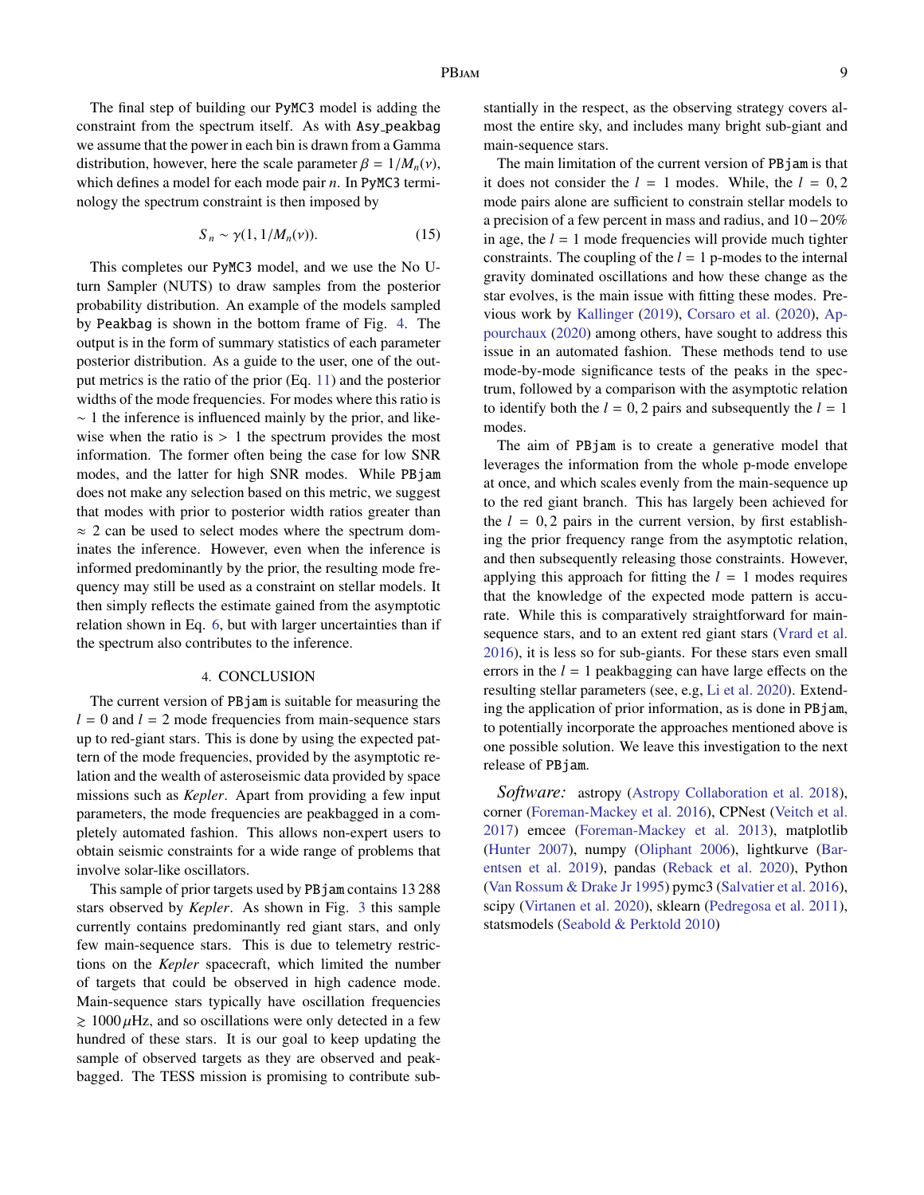The final step of building our PyMC3 model is adding the constraint from the spectrum itself. As with Asy_peakbag we assume that the power in each bin is drawn from a Gamma distribution, however, here the scale parameter $\beta = 1/M_n(\nu)$, which defines a model for each mode pair $n$. In PyMC3 terminology the spectrum constraint is then imposed by

$$S_n \sim \gamma(1, 1/M_n(\nu)). \tag{15}$$

This completes our PyMC3 model, and we use the No U-turn Sampler (NUTS) to draw samples from the posterior probability distribution. An example of the models sampled by Peakbag is shown in the bottom frame of Fig. 4. The output is in the form of summary statistics of each parameter posterior distribution. As a guide to the user, one of the output metrics is the ratio of the prior (Eq. 11) and the posterior widths of the mode frequencies. For modes where this ratio is $\sim 1$ the inference is influenced mainly by the prior, and likewise when the ratio is $> 1$ the spectrum provides the most information. The former often being the case for low SNR modes, and the latter for high SNR modes. While PBjam does not make any selection based on this metric, we suggest that modes with prior to posterior width ratios greater than $\approx 2$ can be used to select modes where the spectrum dominates the inference. However, even when the inference is informed predominantly by the prior, the resulting mode frequency may still be used as a constraint on stellar models. It then simply reflects the estimate gained from the asymptotic relation shown in Eq. 6, but with larger uncertainties than if the spectrum also contributes to the inference.

## 4. CONCLUSION

The current version of PBjam is suitable for measuring the $l = 0$ and $l = 2$ mode frequencies from main-sequence stars up to red-giant stars. This is done by using the expected pattern of the mode frequencies, provided by the asymptotic relation and the wealth of asteroseismic data provided by space missions such as *Kepler*. Apart from providing a few input parameters, the mode frequencies are peakbagged in a completely automated fashion. This allows non-expert users to obtain seismic constraints for a wide range of problems that involve solar-like oscillators.

This sample of prior targets used by PBjam contains 13 288 stars observed by *Kepler*. As shown in Fig. 3 this sample currently contains predominantly red giant stars, and only few main-sequence stars. This is due to telemetry restrictions on the *Kepler* spacecraft, which limited the number of targets that could be observed in high cadence mode. Main-sequence stars typically have oscillation frequencies $\gtrsim 1000\,\mu$Hz, and so oscillations were only detected in a few hundred of these stars. It is our goal to keep updating the sample of observed targets as they are observed and peakbagged. The TESS mission is promising to contribute substantially in the respect, as the observing strategy covers almost the entire sky, and includes many bright sub-giant and main-sequence stars.

The main limitation of the current version of PBjam is that it does not consider the $l = 1$ modes. While, the $l = 0, 2$ mode pairs alone are sufficient to constrain stellar models to a precision of a few percent in mass and radius, and 10 − 20% in age, the $l = 1$ mode frequencies will provide much tighter constraints. The coupling of the $l = 1$ p-modes to the internal gravity dominated oscillations and how these change as the star evolves, is the main issue with fitting these modes. Previous work by Kallinger (2019), Corsaro et al. (2020), Appourchaux (2020) among others, have sought to address this issue in an automated fashion. These methods tend to use mode-by-mode significance tests of the peaks in the spectrum, followed by a comparison with the asymptotic relation to identify both the $l = 0, 2$ pairs and subsequently the $l = 1$ modes.

The aim of PBjam is to create a generative model that leverages the information from the whole p-mode envelope at once, and which scales evenly from the main-sequence up to the red giant branch. This has largely been achieved for the $l = 0, 2$ pairs in the current version, by first establishing the prior frequency range from the asymptotic relation, and then subsequently releasing those constraints. However, applying this approach for fitting the $l = 1$ modes requires that the knowledge of the expected mode pattern is accurate. While this is comparatively straightforward for main-sequence stars, and to an extent red giant stars (Vrard et al. 2016), it is less so for sub-giants. For these stars even small errors in the $l = 1$ peakbagging can have large effects on the resulting stellar parameters (see, e.g, Li et al. 2020). Extending the application of prior information, as is done in PBjam, to potentially incorporate the approaches mentioned above is one possible solution. We leave this investigation to the next release of PBjam.

*Software:* astropy (Astropy Collaboration et al. 2018), corner (Foreman-Mackey et al. 2016), CPNest (Veitch et al. 2017) emcee (Foreman-Mackey et al. 2013), matplotlib (Hunter 2007), numpy (Oliphant 2006), lightkurve (Barentsen et al. 2019), pandas (Reback et al. 2020), Python (Van Rossum & Drake Jr 1995) pymc3 (Salvatier et al. 2016), scipy (Virtanen et al. 2020), sklearn (Pedregosa et al. 2011), statsmodels (Seabold & Perktold 2010)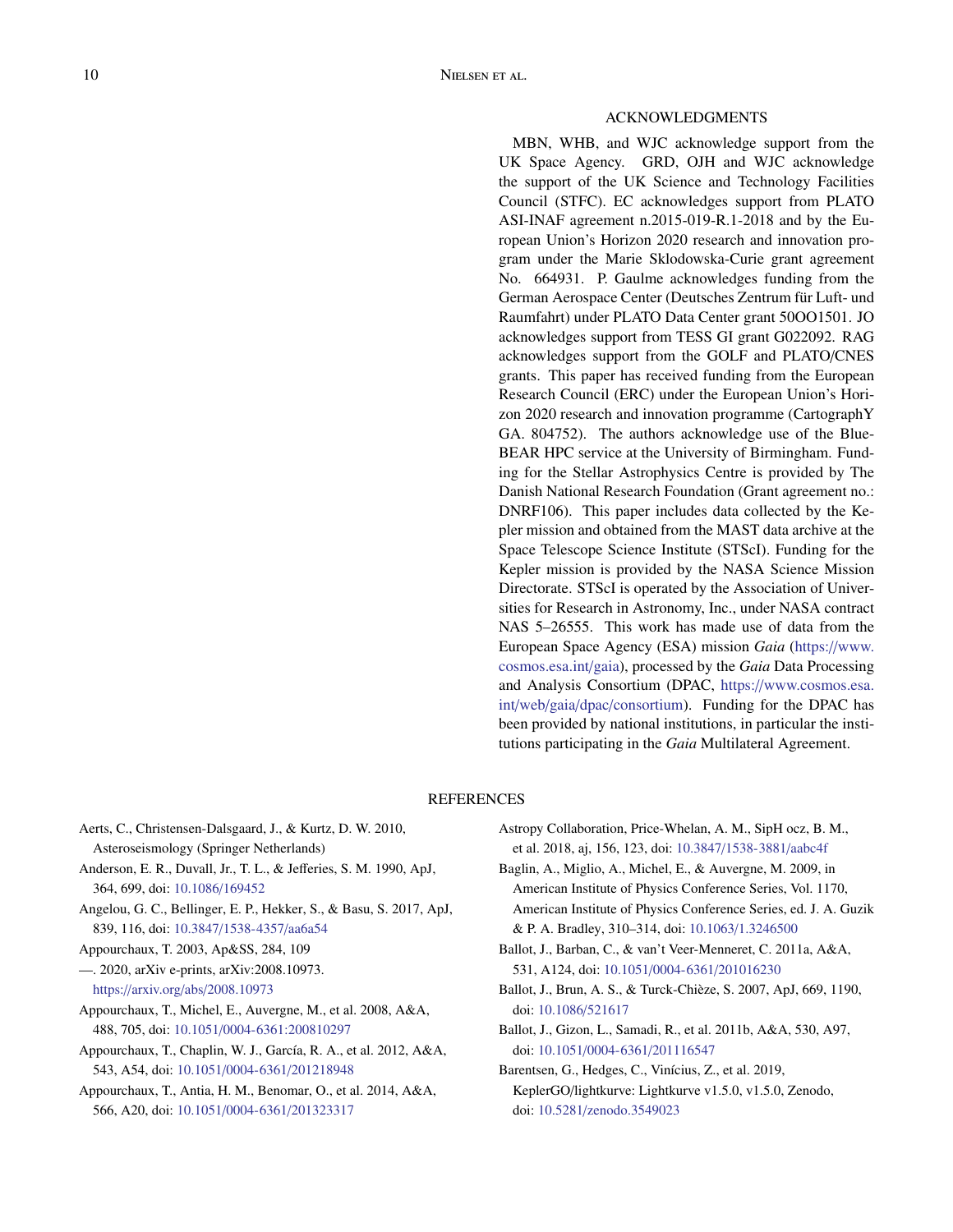## ACKNOWLEDGMENTS

MBN, WHB, and WJC acknowledge support from the UK Space Agency. GRD, OJH and WJC acknowledge the support of the UK Science and Technology Facilities Council (STFC). EC acknowledges support from PLATO ASI-INAF agreement n.2015-019-R.1-2018 and by the European Union's Horizon 2020 research and innovation program under the Marie Sklodowska-Curie grant agreement No. 664931. P. Gaulme acknowledges funding from the German Aerospace Center (Deutsches Zentrum für Luft- und Raumfahrt) under PLATO Data Center grant 50OO1501. JO acknowledges support from TESS GI grant G022092. RAG acknowledges support from the GOLF and PLATO/CNES grants. This paper has received funding from the European Research Council (ERC) under the European Union's Horizon 2020 research and innovation programme (CartographY GA. 804752). The authors acknowledge use of the BlueBEAR HPC service at the University of Birmingham. Funding for the Stellar Astrophysics Centre is provided by The Danish National Research Foundation (Grant agreement no.: DNRF106). This paper includes data collected by the Kepler mission and obtained from the MAST data archive at the Space Telescope Science Institute (STScI). Funding for the Kepler mission is provided by the NASA Science Mission Directorate. STScI is operated by the Association of Universities for Research in Astronomy, Inc., under NASA contract NAS 5–26555. This work has made use of data from the European Space Agency (ESA) mission *Gaia* (https://www.cosmos.esa.int/gaia), processed by the *Gaia* Data Processing and Analysis Consortium (DPAC, https://www.cosmos.esa.int/web/gaia/dpac/consortium). Funding for the DPAC has been provided by national institutions, in particular the institutions participating in the *Gaia* Multilateral Agreement.

## REFERENCES

Aerts, C., Christensen-Dalsgaard, J., & Kurtz, D. W. 2010, Asteroseismology (Springer Netherlands)

Anderson, E. R., Duvall, Jr., T. L., & Jefferies, S. M. 1990, ApJ, 364, 699, doi: 10.1086/169452

Angelou, G. C., Bellinger, E. P., Hekker, S., & Basu, S. 2017, ApJ, 839, 116, doi: 10.3847/1538-4357/aa6a54

Appourchaux, T. 2003, Ap&SS, 284, 109

—. 2020, arXiv e-prints, arXiv:2008.10973. https://arxiv.org/abs/2008.10973

Appourchaux, T., Michel, E., Auvergne, M., et al. 2008, A&A, 488, 705, doi: 10.1051/0004-6361:200810297

Appourchaux, T., Chaplin, W. J., García, R. A., et al. 2012, A&A, 543, A54, doi: 10.1051/0004-6361/201218948

Appourchaux, T., Antia, H. M., Benomar, O., et al. 2014, A&A, 566, A20, doi: 10.1051/0004-6361/201323317

Astropy Collaboration, Price-Whelan, A. M., SipH ocz, B. M., et al. 2018, aj, 156, 123, doi: 10.3847/1538-3881/aabc4f

Baglin, A., Miglio, A., Michel, E., & Auvergne, M. 2009, in American Institute of Physics Conference Series, Vol. 1170, American Institute of Physics Conference Series, ed. J. A. Guzik & P. A. Bradley, 310–314, doi: 10.1063/1.3246500

Ballot, J., Barban, C., & van't Veer-Menneret, C. 2011a, A&A, 531, A124, doi: 10.1051/0004-6361/201016230

Ballot, J., Brun, A. S., & Turck-Chièze, S. 2007, ApJ, 669, 1190, doi: 10.1086/521617

Ballot, J., Gizon, L., Samadi, R., et al. 2011b, A&A, 530, A97, doi: 10.1051/0004-6361/201116547

Barentsen, G., Hedges, C., Vinícius, Z., et al. 2019, KeplerGO/lightkurve: Lightkurve v1.5.0, v1.5.0, Zenodo, doi: 10.5281/zenodo.3549023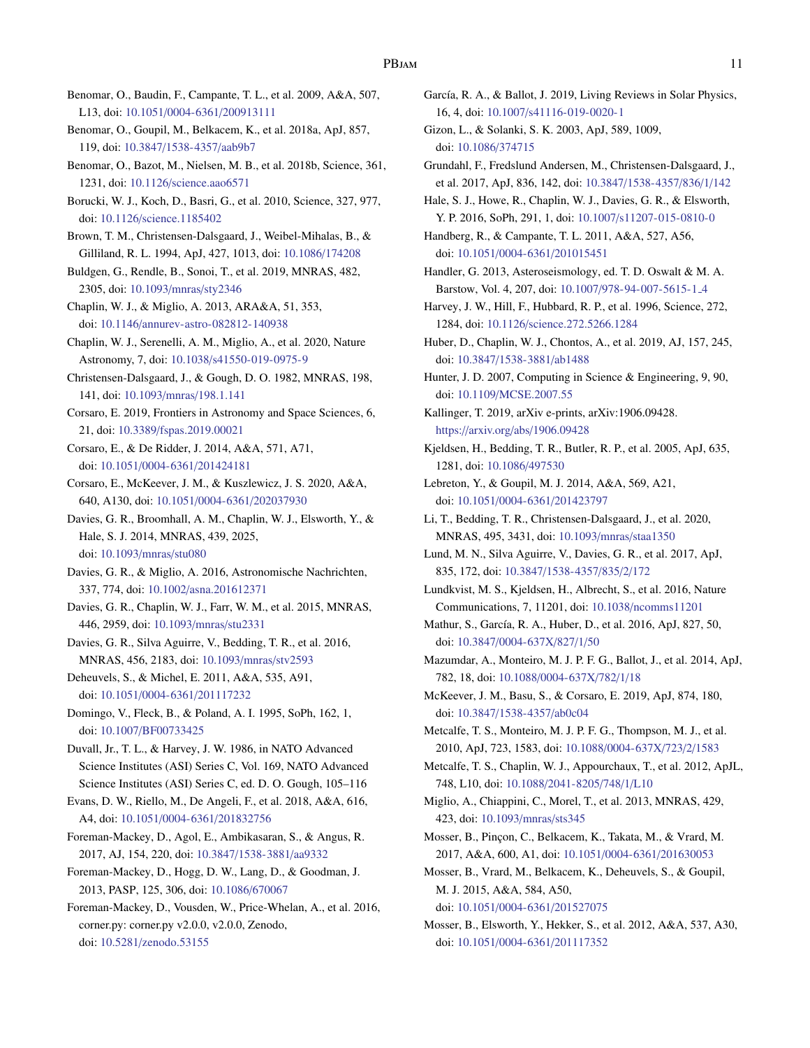Benomar, O., Baudin, F., Campante, T. L., et al. 2009, A&A, 507, L13, doi: 10.1051/0004-6361/200913111

Benomar, O., Goupil, M., Belkacem, K., et al. 2018a, ApJ, 857, 119, doi: 10.3847/1538-4357/aab9b7

Benomar, O., Bazot, M., Nielsen, M. B., et al. 2018b, Science, 361, 1231, doi: 10.1126/science.aao6571

Borucki, W. J., Koch, D., Basri, G., et al. 2010, Science, 327, 977, doi: 10.1126/science.1185402

Brown, T. M., Christensen-Dalsgaard, J., Weibel-Mihalas, B., & Gilliland, R. L. 1994, ApJ, 427, 1013, doi: 10.1086/174208

Buldgen, G., Rendle, B., Sonoi, T., et al. 2019, MNRAS, 482, 2305, doi: 10.1093/mnras/sty2346

Chaplin, W. J., & Miglio, A. 2013, ARA&A, 51, 353, doi: 10.1146/annurev-astro-082812-140938

Chaplin, W. J., Serenelli, A. M., Miglio, A., et al. 2020, Nature Astronomy, 7, doi: 10.1038/s41550-019-0975-9

Christensen-Dalsgaard, J., & Gough, D. O. 1982, MNRAS, 198, 141, doi: 10.1093/mnras/198.1.141

Corsaro, E. 2019, Frontiers in Astronomy and Space Sciences, 6, 21, doi: 10.3389/fspas.2019.00021

Corsaro, E., & De Ridder, J. 2014, A&A, 571, A71, doi: 10.1051/0004-6361/201424181

Corsaro, E., McKeever, J. M., & Kuszlewicz, J. S. 2020, A&A, 640, A130, doi: 10.1051/0004-6361/202037930

Davies, G. R., Broomhall, A. M., Chaplin, W. J., Elsworth, Y., & Hale, S. J. 2014, MNRAS, 439, 2025, doi: 10.1093/mnras/stu080

Davies, G. R., & Miglio, A. 2016, Astronomische Nachrichten, 337, 774, doi: 10.1002/asna.201612371

Davies, G. R., Chaplin, W. J., Farr, W. M., et al. 2015, MNRAS, 446, 2959, doi: 10.1093/mnras/stu2331

Davies, G. R., Silva Aguirre, V., Bedding, T. R., et al. 2016, MNRAS, 456, 2183, doi: 10.1093/mnras/stv2593

Deheuvels, S., & Michel, E. 2011, A&A, 535, A91, doi: 10.1051/0004-6361/201117232

Domingo, V., Fleck, B., & Poland, A. I. 1995, SoPh, 162, 1, doi: 10.1007/BF00733425

Duvall, Jr., T. L., & Harvey, J. W. 1986, in NATO Advanced Science Institutes (ASI) Series C, Vol. 169, NATO Advanced Science Institutes (ASI) Series C, ed. D. O. Gough, 105–116

Evans, D. W., Riello, M., De Angeli, F., et al. 2018, A&A, 616, A4, doi: 10.1051/0004-6361/201832756

Foreman-Mackey, D., Agol, E., Ambikasaran, S., & Angus, R. 2017, AJ, 154, 220, doi: 10.3847/1538-3881/aa9332

Foreman-Mackey, D., Hogg, D. W., Lang, D., & Goodman, J. 2013, PASP, 125, 306, doi: 10.1086/670067

Foreman-Mackey, D., Vousden, W., Price-Whelan, A., et al. 2016, corner.py: corner.py v2.0.0, v2.0.0, Zenodo, doi: 10.5281/zenodo.53155

García, R. A., & Ballot, J. 2019, Living Reviews in Solar Physics, 16, 4, doi: 10.1007/s41116-019-0020-1

Gizon, L., & Solanki, S. K. 2003, ApJ, 589, 1009, doi: 10.1086/374715

Grundahl, F., Fredslund Andersen, M., Christensen-Dalsgaard, J., et al. 2017, ApJ, 836, 142, doi: 10.3847/1538-4357/836/1/142

Hale, S. J., Howe, R., Chaplin, W. J., Davies, G. R., & Elsworth, Y. P. 2016, SoPh, 291, 1, doi: 10.1007/s11207-015-0810-0

Handberg, R., & Campante, T. L. 2011, A&A, 527, A56, doi: 10.1051/0004-6361/201015451

Handler, G. 2013, Asteroseismology, ed. T. D. Oswalt & M. A. Barstow, Vol. 4, 207, doi: 10.1007/978-94-007-5615-1_4

Harvey, J. W., Hill, F., Hubbard, R. P., et al. 1996, Science, 272, 1284, doi: 10.1126/science.272.5266.1284

Huber, D., Chaplin, W. J., Chontos, A., et al. 2019, AJ, 157, 245, doi: 10.3847/1538-3881/ab1488

Hunter, J. D. 2007, Computing in Science & Engineering, 9, 90, doi: 10.1109/MCSE.2007.55

Kallinger, T. 2019, arXiv e-prints, arXiv:1906.09428. https://arxiv.org/abs/1906.09428

Kjeldsen, H., Bedding, T. R., Butler, R. P., et al. 2005, ApJ, 635, 1281, doi: 10.1086/497530

Lebreton, Y., & Goupil, M. J. 2014, A&A, 569, A21, doi: 10.1051/0004-6361/201423797

Li, T., Bedding, T. R., Christensen-Dalsgaard, J., et al. 2020, MNRAS, 495, 3431, doi: 10.1093/mnras/staa1350

Lund, M. N., Silva Aguirre, V., Davies, G. R., et al. 2017, ApJ, 835, 172, doi: 10.3847/1538-4357/835/2/172

Lundkvist, M. S., Kjeldsen, H., Albrecht, S., et al. 2016, Nature Communications, 7, 11201, doi: 10.1038/ncomms11201

Mathur, S., García, R. A., Huber, D., et al. 2016, ApJ, 827, 50, doi: 10.3847/0004-637X/827/1/50

Mazumdar, A., Monteiro, M. J. P. F. G., Ballot, J., et al. 2014, ApJ, 782, 18, doi: 10.1088/0004-637X/782/1/18

McKeever, J. M., Basu, S., & Corsaro, E. 2019, ApJ, 874, 180, doi: 10.3847/1538-4357/ab0c04

Metcalfe, T. S., Monteiro, M. J. P. F. G., Thompson, M. J., et al. 2010, ApJ, 723, 1583, doi: 10.1088/0004-637X/723/2/1583

Metcalfe, T. S., Chaplin, W. J., Appourchaux, T., et al. 2012, ApJL, 748, L10, doi: 10.1088/2041-8205/748/1/L10

Miglio, A., Chiappini, C., Morel, T., et al. 2013, MNRAS, 429, 423, doi: 10.1093/mnras/sts345

Mosser, B., Pinçon, C., Belkacem, K., Takata, M., & Vrard, M. 2017, A&A, 600, A1, doi: 10.1051/0004-6361/201630053

Mosser, B., Vrard, M., Belkacem, K., Deheuvels, S., & Goupil, M. J. 2015, A&A, 584, A50, doi: 10.1051/0004-6361/201527075

Mosser, B., Elsworth, Y., Hekker, S., et al. 2012, A&A, 537, A30, doi: 10.1051/0004-6361/201117352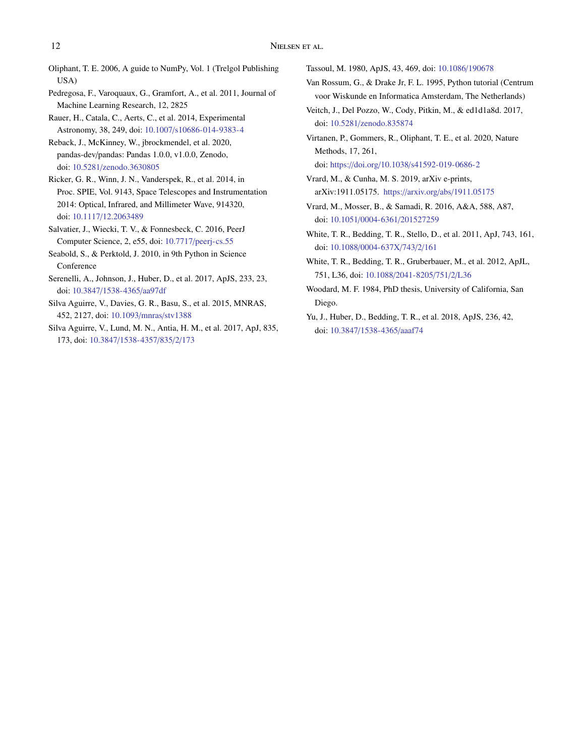Oliphant, T. E. 2006, A guide to NumPy, Vol. 1 (Trelgol Publishing USA)

Pedregosa, F., Varoquaux, G., Gramfort, A., et al. 2011, Journal of Machine Learning Research, 12, 2825

Rauer, H., Catala, C., Aerts, C., et al. 2014, Experimental Astronomy, 38, 249, doi: 10.1007/s10686-014-9383-4

Reback, J., McKinney, W., jbrockmendel, et al. 2020, pandas-dev/pandas: Pandas 1.0.0, v1.0.0, Zenodo, doi: 10.5281/zenodo.3630805

Ricker, G. R., Winn, J. N., Vanderspek, R., et al. 2014, in Proc. SPIE, Vol. 9143, Space Telescopes and Instrumentation 2014: Optical, Infrared, and Millimeter Wave, 914320, doi: 10.1117/12.2063489

Salvatier, J., Wiecki, T. V., & Fonnesbeck, C. 2016, PeerJ Computer Science, 2, e55, doi: 10.7717/peerj-cs.55

Seabold, S., & Perktold, J. 2010, in 9th Python in Science Conference

Serenelli, A., Johnson, J., Huber, D., et al. 2017, ApJS, 233, 23, doi: 10.3847/1538-4365/aa97df

Silva Aguirre, V., Davies, G. R., Basu, S., et al. 2015, MNRAS, 452, 2127, doi: 10.1093/mnras/stv1388

Silva Aguirre, V., Lund, M. N., Antia, H. M., et al. 2017, ApJ, 835, 173, doi: 10.3847/1538-4357/835/2/173

Tassoul, M. 1980, ApJS, 43, 469, doi: 10.1086/190678

Van Rossum, G., & Drake Jr, F. L. 1995, Python tutorial (Centrum voor Wiskunde en Informatica Amsterdam, The Netherlands)

Veitch, J., Del Pozzo, W., Cody, Pitkin, M., & ed1d1a8d. 2017, doi: 10.5281/zenodo.835874

Virtanen, P., Gommers, R., Oliphant, T. E., et al. 2020, Nature Methods, 17, 261, doi: https://doi.org/10.1038/s41592-019-0686-2

Vrard, M., & Cunha, M. S. 2019, arXiv e-prints, arXiv:1911.05175. https://arxiv.org/abs/1911.05175

Vrard, M., Mosser, B., & Samadi, R. 2016, A&A, 588, A87, doi: 10.1051/0004-6361/201527259

White, T. R., Bedding, T. R., Stello, D., et al. 2011, ApJ, 743, 161, doi: 10.1088/0004-637X/743/2/161

White, T. R., Bedding, T. R., Gruberbauer, M., et al. 2012, ApJL, 751, L36, doi: 10.1088/2041-8205/751/2/L36

Woodard, M. F. 1984, PhD thesis, University of California, San Diego.

Yu, J., Huber, D., Bedding, T. R., et al. 2018, ApJS, 236, 42, doi: 10.3847/1538-4365/aaaf74